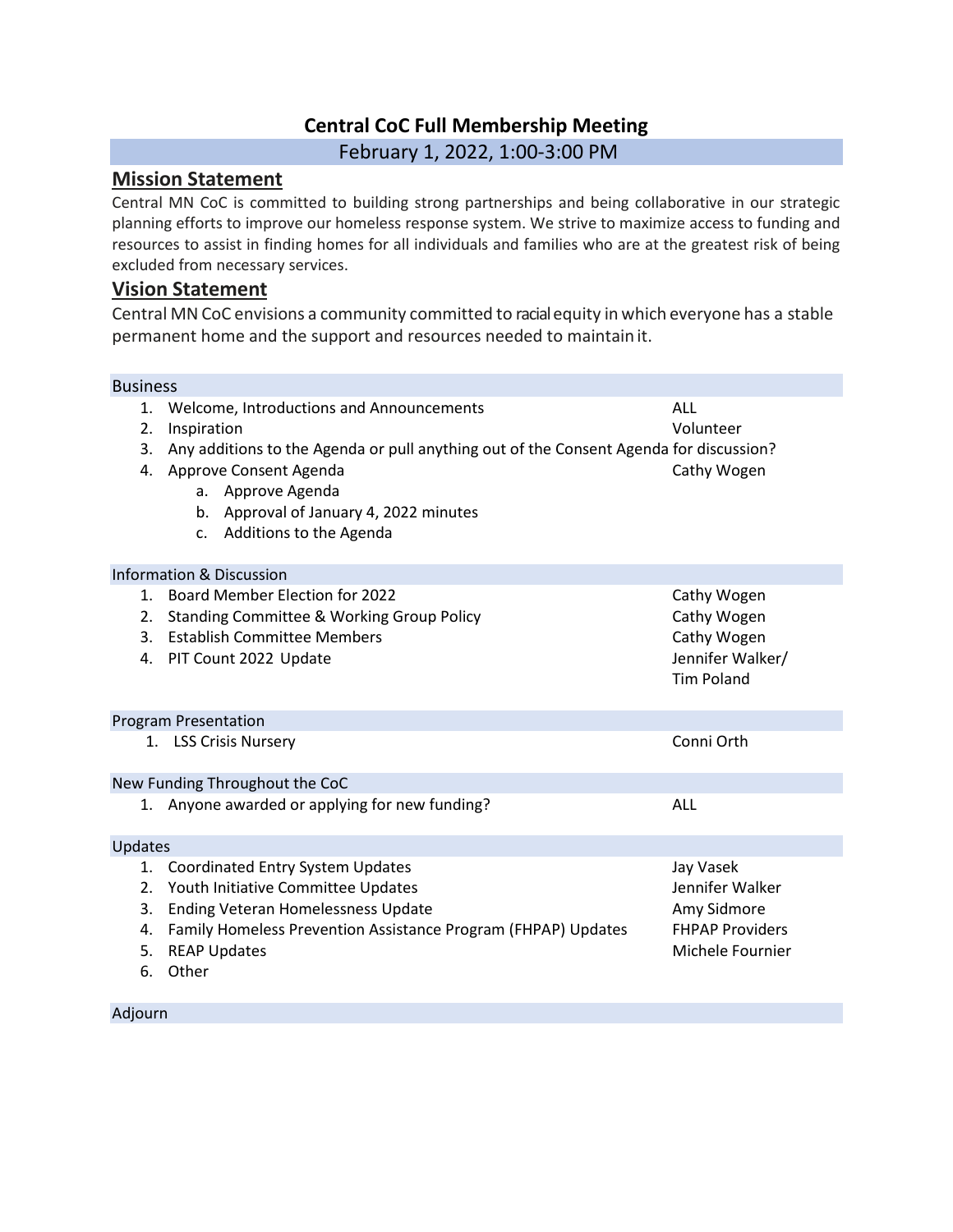# Central CoC Full Membership Meeting

## February 1, 2022, 1:00-3:00 PM

## Mission Statement

Central MN CoC is committed to building strong partnerships and being collaborative in our strategic planning efforts to improve our homeless response system. We strive to maximize access to funding and resources to assist in finding homes for all individuals and families who are at the greatest risk of being excluded from necessary services.

## Vision Statement

Central MN CoC envisions a community committed to racial equity in which everyone has a stable permanent home and the support and resources needed to maintain it.

### Business

1. Welcome, Introductions and Announcements — ALL
2. Inspiration — Volunteer
3. Any additions to the Agenda or pull anything out of the Consent Agenda for discussion?
4. Approve Consent Agenda — Cathy Wogen
   a. Approve Agenda
   b. Approval of January 4, 2022 minutes
   c. Additions to the Agenda

### Information & Discussion

1. Board Member Election for 2022 — Cathy Wogen
2. Standing Committee & Working Group Policy — Cathy Wogen
3. Establish Committee Members — Cathy Wogen
4. PIT Count 2022 Update — Jennifer Walker/ Tim Poland

### Program Presentation

1. LSS Crisis Nursery — Conni Orth

### New Funding Throughout the CoC

1. Anyone awarded or applying for new funding? — ALL

### Updates

1. Coordinated Entry System Updates — Jay Vasek
2. Youth Initiative Committee Updates — Jennifer Walker
3. Ending Veteran Homelessness Update — Amy Sidmore
4. Family Homeless Prevention Assistance Program (FHPAP) Updates — FHPAP Providers
5. REAP Updates — Michele Fournier
6. Other

### Adjourn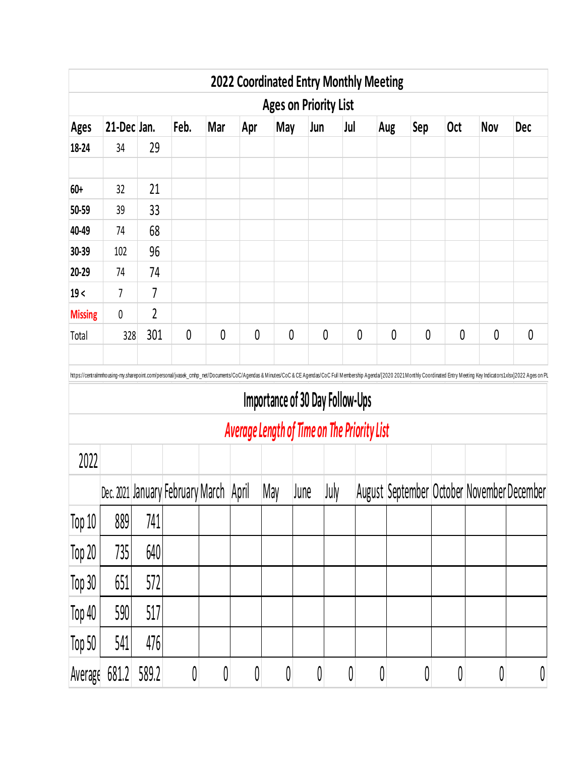# 2022 Coordinated Entry Monthly Meeting

## Ages on Priority List

| Ages | 21-Dec | Jan. | Feb. | Mar | Apr | May | Jun | Jul | Aug | Sep | Oct | Nov | Dec |
|---|---|---|---|---|---|---|---|---|---|---|---|---|---|
| 18-24 | 34 | 29 | | | | | | | | | | | |
| | | | | | | | | | | | | | |
| 60+ | 32 | 21 | | | | | | | | | | | |
| 50-59 | 39 | 33 | | | | | | | | | | | |
| 40-49 | 74 | 68 | | | | | | | | | | | |
| 30-39 | 102 | 96 | | | | | | | | | | | |
| 20-29 | 74 | 74 | | | | | | | | | | | |
| 19 < | 7 | 7 | | | | | | | | | | | |
| Missing | 0 | 2 | | | | | | | | | | | |
| Total | 328 | 301 | 0 | 0 | 0 | 0 | 0 | 0 | 0 | 0 | 0 | 0 | 0 |

https://centralmnhousing-my.sharepoint.com/personal/jvasek_cmhp_net/Documents/CoC/Agendas & Minutes/CoC & CE Agendas/CoC Full Membership Agenda/[2020 2021 Monthly Coordinated Entry Meeting Key Indicators1x.xlsx]2022 Ages on PL

## Importance of 30 Day Follow-Ups

### *Average Length of Time on The Priority List*

| 2022 | Dec. 2021 | January | February | March | April | May | June | July | August | September | October | November | December |
|---|---|---|---|---|---|---|---|---|---|---|---|---|---|
| Top 10 | 889 | 741 | | | | | | | | | | | |
| Top 20 | 735 | 640 | | | | | | | | | | | |
| Top 30 | 651 | 572 | | | | | | | | | | | |
| Top 40 | 590 | 517 | | | | | | | | | | | |
| Top 50 | 541 | 476 | | | | | | | | | | | |
| Average | 681.2 | 589.2 | 0 | 0 | 0 | 0 | 0 | 0 | 0 | 0 | 0 | 0 | 0 |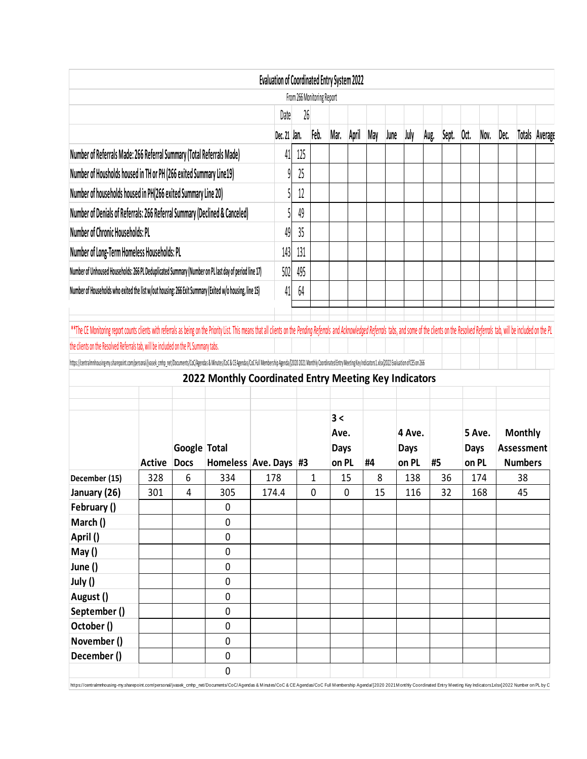## Evaluation of Coordinated Entry System 2022

From 266 Monitoring Report

| | Date | 26 | | | | | | | | | | | | | |
|---|---|---|---|---|---|---|---|---|---|---|---|---|---|---|---|
| | Dec. 21 | Jan. | Feb. | Mar. | April | May | June | July | Aug. | Sept. | Oct. | Nov. | Dec. | Totals | Average |
| Number of Referrals Made: 266 Referral Summary (Total Referrals Made) | 41 | 125 | | | | | | | | | | | | | |
| Number of Housholds housed in TH or PH (266 exited Summary Line19) | 9 | 25 | | | | | | | | | | | | | |
| Number of households housed in PH(266 exited Summary Line 20) | 5 | 12 | | | | | | | | | | | | | |
| Number of Denials of Referrals: 266 Referral Summary (Declined & Canceled) | 5 | 49 | | | | | | | | | | | | | |
| Number of Chronic Households: PL | 49 | 35 | | | | | | | | | | | | | |
| Number of Long-Term Homeless Households: PL | 143 | 131 | | | | | | | | | | | | | |
| Number of Unhoused Households: 266 PL Deduplicated Summary (Number on PL last day of period line 17) | 502 | 495 | | | | | | | | | | | | | |
| Number of Households who exited the list w/out housing: 266 Exit Summary (Exited w/o housing, line 15) | 41 | 64 | | | | | | | | | | | | | |

**The CE Monitoring report counts clients with referrals as being on the Priority List. This means that all clients on the *Pending Referrals* and *Acknowledged Referrals* tabs, and some of the clients on the *Resolved Referrals* tab, will be included on the PL the clients on the Resolved Referrals tab, will be included on the PL Summary tabs.

https://centralmnhousing-my.sharepoint.com/personal/jvasek_cmhp_net/Documents/CoC/Agendas & Minutes/CoC & CE Agendas/CoC Full Membership Agenda/[2020 2021 Monthly Coordinated Entry Meeting Key Indicators1.xlsx]2022 Evaluation of CES on 266

## 2022 Monthly Coordinated Entry Meeting Key Indicators

| | Active | Google Docs | Total Homeless | Ave. Days | #3 | 3 < Ave. Days on PL | #4 | 4 Ave. Days on PL | #5 | 5 Ave. Days on PL | Monthly Assessment Numbers |
|---|---|---|---|---|---|---|---|---|---|---|---|
| December (15) | 328 | 6 | 334 | 178 | 1 | 15 | 8 | 138 | 36 | 174 | 38 |
| January (26) | 301 | 4 | 305 | 174.4 | 0 | 0 | 15 | 116 | 32 | 168 | 45 |
| February () | | | 0 | | | | | | | | |
| March () | | | 0 | | | | | | | | |
| April () | | | 0 | | | | | | | | |
| May () | | | 0 | | | | | | | | |
| June () | | | 0 | | | | | | | | |
| July () | | | 0 | | | | | | | | |
| August () | | | 0 | | | | | | | | |
| September () | | | 0 | | | | | | | | |
| October () | | | 0 | | | | | | | | |
| November () | | | 0 | | | | | | | | |
| December () | | | 0 | | | | | | | | |
| | | | 0 | | | | | | | | |

https://centralmnhousing-my.sharepoint.com/personal/jvasek_cmhp_net/Documents/CoC/Agendas & Minutes/CoC & CE Agendas/CoC Full Membership Agenda/[2020 2021 Monthly Coordinated Entry Meeting Key Indicators1.xlsx]2022 Number on PL by C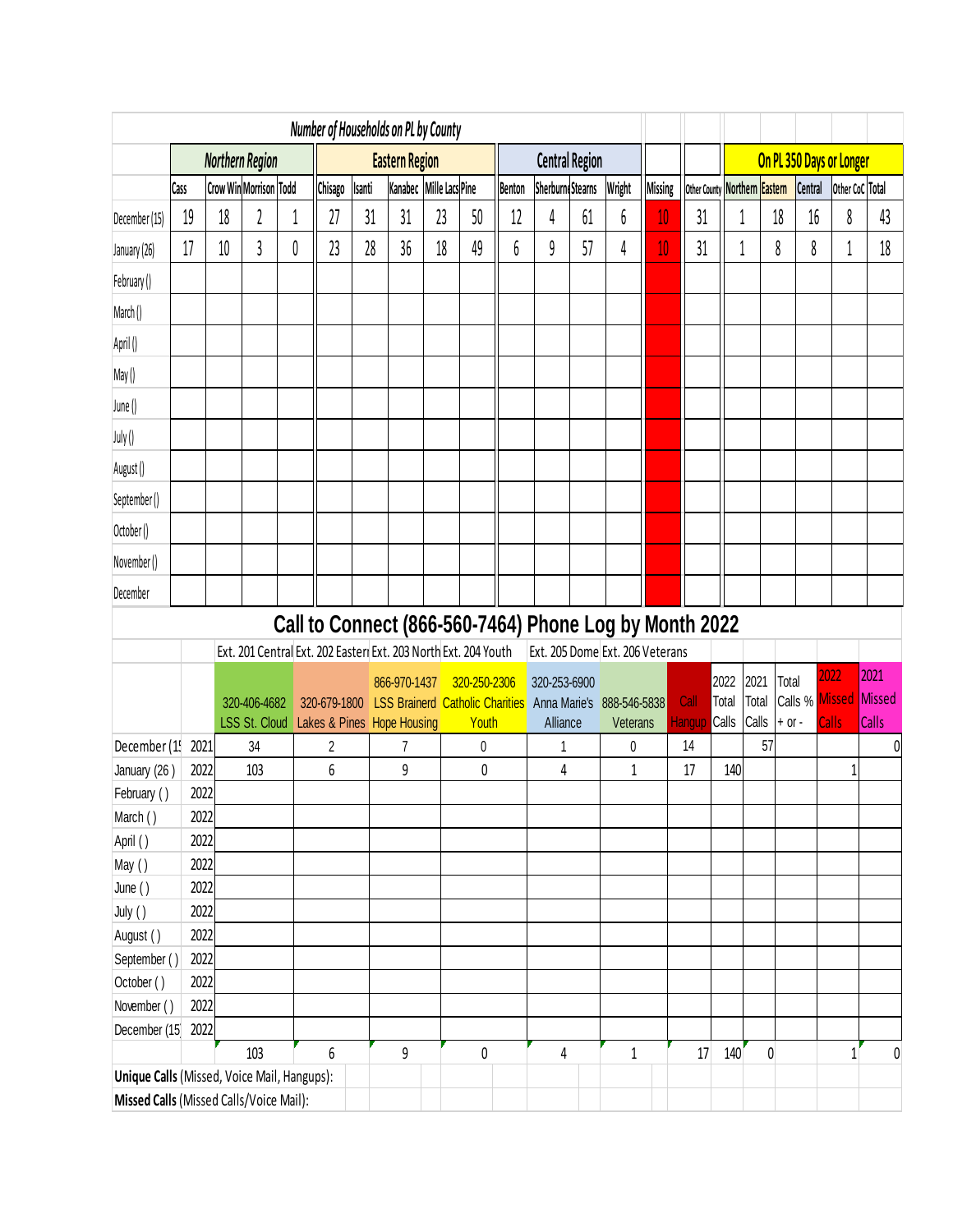*Number of Households on PL by County*

| | Northern Region | | | | Eastern Region | | | | | Central Region | | | | | | On PL 350 Days or Longer | | | | |
|---|---|---|---|---|---|---|---|---|---|---|---|---|---|---|---|---|---|---|---|---|
| | Cass | Crow Win | Morrison | Todd | Chisago | Isanti | Kanabec | Mille Lacs | Pine | Benton | Sherburne | Stearns | Wright | Missing | Other County | Northern | Eastern | Central | Other CoC | Total |
| December (15) | 19 | 18 | 2 | 1 | 27 | 31 | 31 | 23 | 50 | 12 | 4 | 61 | 6 | 10 | 31 | 1 | 18 | 16 | 8 | 43 |
| January (26) | 17 | 10 | 3 | 0 | 23 | 28 | 36 | 18 | 49 | 6 | 9 | 57 | 4 | 10 | 31 | 1 | 8 | 8 | 1 | 18 |
| February () | | | | | | | | | | | | | | | | | | | | |
| March () | | | | | | | | | | | | | | | | | | | | |
| April () | | | | | | | | | | | | | | | | | | | | |
| May () | | | | | | | | | | | | | | | | | | | | |
| June () | | | | | | | | | | | | | | | | | | | | |
| July () | | | | | | | | | | | | | | | | | | | | |
| August () | | | | | | | | | | | | | | | | | | | | |
| September () | | | | | | | | | | | | | | | | | | | | |
| October () | | | | | | | | | | | | | | | | | | | | |
| November () | | | | | | | | | | | | | | | | | | | | |
| December | | | | | | | | | | | | | | | | | | | | |

## Call to Connect (866-560-7464) Phone Log by Month 2022

| | | Ext. 201 Central | Ext. 202 Easter | Ext. 203 North | Ext. 204 Youth | Ext. 205 Dome | Ext. 206 Veterans | | | | | | |
|---|---|---|---|---|---|---|---|---|---|---|---|---|---|
| | | 320-406-4682 LSS St. Cloud | 320-679-1800 Lakes & Pines | 866-970-1437 LSS Brainerd Hope Housing | 320-250-2306 Catholic Charities Youth | 320-253-6900 Anna Marie's Alliance | 888-546-5838 Veterans | Call Hangup | 2022 Total Calls | 2021 Total Calls | Total Calls % + or - | 2022 Missed Calls | 2021 Missed Calls |
| December (15 | 2021 | 34 | 2 | 7 | 0 | 1 | 0 | 14 | | 57 | | | 0 |
| January (26 ) | 2022 | 103 | 6 | 9 | 0 | 4 | 1 | 17 | 140 | | | 1 | |
| February ( ) | 2022 | | | | | | | | | | | | |
| March ( ) | 2022 | | | | | | | | | | | | |
| April ( ) | 2022 | | | | | | | | | | | | |
| May ( ) | 2022 | | | | | | | | | | | | |
| June ( ) | 2022 | | | | | | | | | | | | |
| July ( ) | 2022 | | | | | | | | | | | | |
| August ( ) | 2022 | | | | | | | | | | | | |
| September ( ) | 2022 | | | | | | | | | | | | |
| October ( ) | 2022 | | | | | | | | | | | | |
| November ( ) | 2022 | | | | | | | | | | | | |
| December (15 | 2022 | | | | | | | | | | | | |
| | | 103 | 6 | 9 | 0 | 4 | 1 | 17 | 140 | 0 | | 1 | 0 |

**Unique Calls** (Missed, Voice Mail, Hangups):

**Missed Calls** (Missed Calls/Voice Mail):